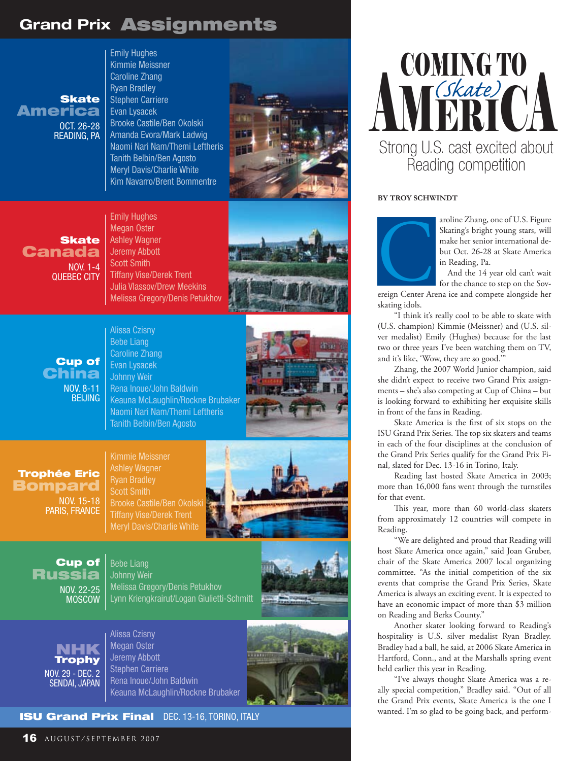# Grand Prix Assignments

## Skate America
OCT. 26-28
READING, PA

- Emily Hughes
- Kimmie Meissner
- Caroline Zhang
- Ryan Bradley
- Stephen Carriere
- Evan Lysacek
- Brooke Castile/Ben Okolski
- Amanda Evora/Mark Ladwig
- Naomi Nari Nam/Themi Leftheris
- Tanith Belbin/Ben Agosto
- Meryl Davis/Charlie White
- Kim Navarro/Brent Bommentre

## Skate Canada
NOV. 1-4
QUEBEC CITY

- Emily Hughes
- Megan Oster
- Ashley Wagner
- Jeremy Abbott
- Scott Smith
- Tiffany Vise/Derek Trent
- Julia Vlassov/Drew Meekins
- Melissa Gregory/Denis Petukhov

## Cup of China
NOV. 8-11
BEIJING

- Alissa Czisny
- Bebe Liang
- Caroline Zhang
- Evan Lysacek
- Johnny Weir
- Rena Inoue/John Baldwin
- Keauna McLaughlin/Rockne Brubaker
- Naomi Nari Nam/Themi Leftheris
- Tanith Belbin/Ben Agosto

## Trophée Eric Bompard
NOV. 15-18
PARIS, FRANCE

- Kimmie Meissner
- Ashley Wagner
- Ryan Bradley
- Scott Smith
- Brooke Castile/Ben Okolski
- Tiffany Vise/Derek Trent
- Meryl Davis/Charlie White

## Cup of Russia
NOV. 22-25
MOSCOW

- Bebe Liang
- Johnny Weir
- Melissa Gregory/Denis Petukhov
- Lynn Kriengkrairut/Logan Giulietti-Schmitt

## NHK Trophy
NOV. 29 - DEC. 2
SENDAI, JAPAN

- Alissa Czisny
- Megan Oster
- Jeremy Abbott
- Stephen Carriere
- Rena Inoue/John Baldwin
- Keauna McLaughlin/Rockne Brubaker

## ISU Grand Prix Final
DEC. 13-16, TORINO, ITALY

# COMING TO (Skate) AMERICA

## Strong U.S. cast excited about Reading competition

**BY TROY SCHWINDT**

Caroline Zhang, one of U.S. Figure Skating's bright young stars, will make her senior international debut Oct. 26-28 at Skate America in Reading, Pa.

And the 14 year old can't wait for the chance to step on the Sovereign Center Arena ice and compete alongside her skating idols.

"I think it's really cool to be able to skate with (U.S. champion) Kimmie (Meissner) and (U.S. silver medalist) Emily (Hughes) because for the last two or three years I've been watching them on TV, and it's like, 'Wow, they are so good.'"

Zhang, the 2007 World Junior champion, said she didn't expect to receive two Grand Prix assignments – she's also competing at Cup of China – but is looking forward to exhibiting her exquisite skills in front of the fans in Reading.

Skate America is the first of six stops on the ISU Grand Prix Series. The top six skaters and teams in each of the four disciplines at the conclusion of the Grand Prix Series qualify for the Grand Prix Final, slated for Dec. 13-16 in Torino, Italy.

Reading last hosted Skate America in 2003; more than 16,000 fans went through the turnstiles for that event.

This year, more than 60 world-class skaters from approximately 12 countries will compete in Reading.

"We are delighted and proud that Reading will host Skate America once again," said Joan Gruber, chair of the Skate America 2007 local organizing committee. "As the initial competition of the six events that comprise the Grand Prix Series, Skate America is always an exciting event. It is expected to have an economic impact of more than $3 million on Reading and Berks County."

Another skater looking forward to Reading's hospitality is U.S. silver medalist Ryan Bradley. Bradley had a ball, he said, at 2006 Skate America in Hartford, Conn., and at the Marshalls spring event held earlier this year in Reading.

"I've always thought Skate America was a really special competition," Bradley said. "Out of all the Grand Prix events, Skate America is the one I wanted. I'm so glad to be going back, and perform-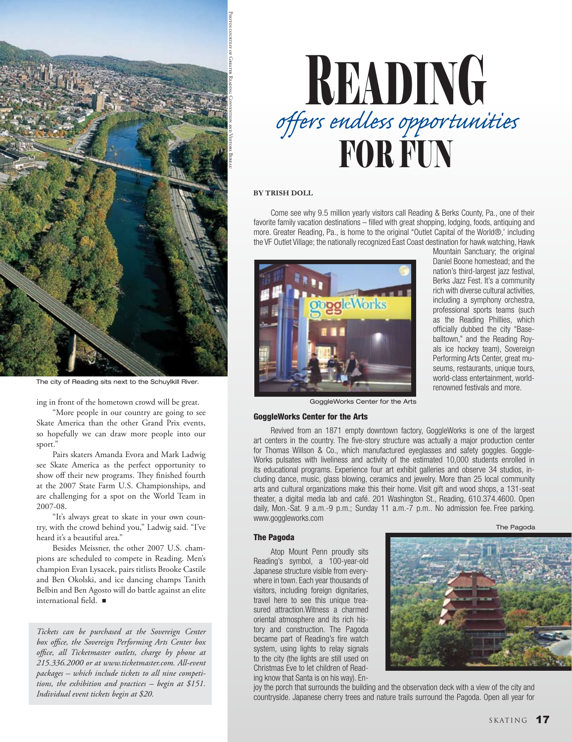The city of Reading sits next to the Schuylkill River.

ing in front of the hometown crowd will be great.

"More people in our country are going to see Skate America than the other Grand Prix events, so hopefully we can draw more people into our sport."

Pairs skaters Amanda Evora and Mark Ladwig see Skate America as the perfect opportunity to show off their new programs. They finished fourth at the 2007 State Farm U.S. Championships, and are challenging for a spot on the World Team in 2007-08.

"It's always great to skate in your own country, with the crowd behind you," Ladwig said. "I've heard it's a beautiful area."

Besides Meissner, the other 2007 U.S. champions are scheduled to compete in Reading. Men's champion Evan Lysacek, pairs titlists Brooke Castile and Ben Okolski, and ice dancing champs Tanith Belbin and Ben Agosto will do battle against an elite international field. ■

*Tickets can be purchased at the Sovereign Center box office, the Sovereign Performing Arts Center box office, all Ticketmaster outlets, charge by phone at 215.336.2000 or at www.ticketmaster.com. All-event packages – which include tickets to all nine competitions, the exhibition and practices – begin at $151. Individual event tickets begin at $20.*

Photos courtesy of Greater Reading Convention and Visitors Bureau

# Reading *offers endless opportunities* for Fun

**BY TRISH DOLL**

Come see why 9.5 million yearly visitors call Reading & Berks County, Pa., one of their favorite family vacation destinations – filled with great shopping, lodging, foods, antiquing and more. Greater Reading, Pa., is home to the original "Outlet Capital of the World®,' including the VF Outlet Village; the nationally recognized East Coast destination for hawk watching, Hawk Mountain Sanctuary; the original Daniel Boone homestead; and the nation's third-largest jazz festival, Berks Jazz Fest. It's a community rich with diverse cultural activities, including a symphony orchestra, professional sports teams (such as the Reading Phillies, which officially dubbed the city "Baseballtown," and the Reading Royals ice hockey team), Sovereign Performing Arts Center, great museums, restaurants, unique tours, world-class entertainment, world-renowned festivals and more.

GoggleWorks Center for the Arts

### GoggleWorks Center for the Arts

Revived from an 1871 empty downtown factory, GoggleWorks is one of the largest art centers in the country. The five-story structure was actually a major production center for Thomas Willson & Co., which manufactured eyeglasses and safety goggles. GoggleWorks pulsates with liveliness and activity of the estimated 10,000 students enrolled in its educational programs. Experience four art exhibit galleries and observe 34 studios, including dance, music, glass blowing, ceramics and jewelry. More than 25 local community arts and cultural organizations make this their home. Visit gift and wood shops, a 131-seat theater, a digital media lab and café. 201 Washington St., Reading, 610.374.4600. Open daily, Mon.-Sat. 9 a.m.-9 p.m.; Sunday 11 a.m.-7 p.m.. No admission fee. Free parking. www.goggleworks.com

### The Pagoda

Atop Mount Penn proudly sits Reading's symbol, a 100-year-old Japanese structure visible from everywhere in town. Each year thousands of visitors, including foreign dignitaries, travel here to see this unique treasured attraction.Witness a charmed oriental atmosphere and its rich history and construction. The Pagoda became part of Reading's fire watch system, using lights to relay signals to the city (the lights are still used on Christmas Eve to let children of Reading know that Santa is on his way). Enjoy the porch that surrounds the building and the observation deck with a view of the city and countryside. Japanese cherry trees and nature trails surround the Pagoda. Open all year for

The Pagoda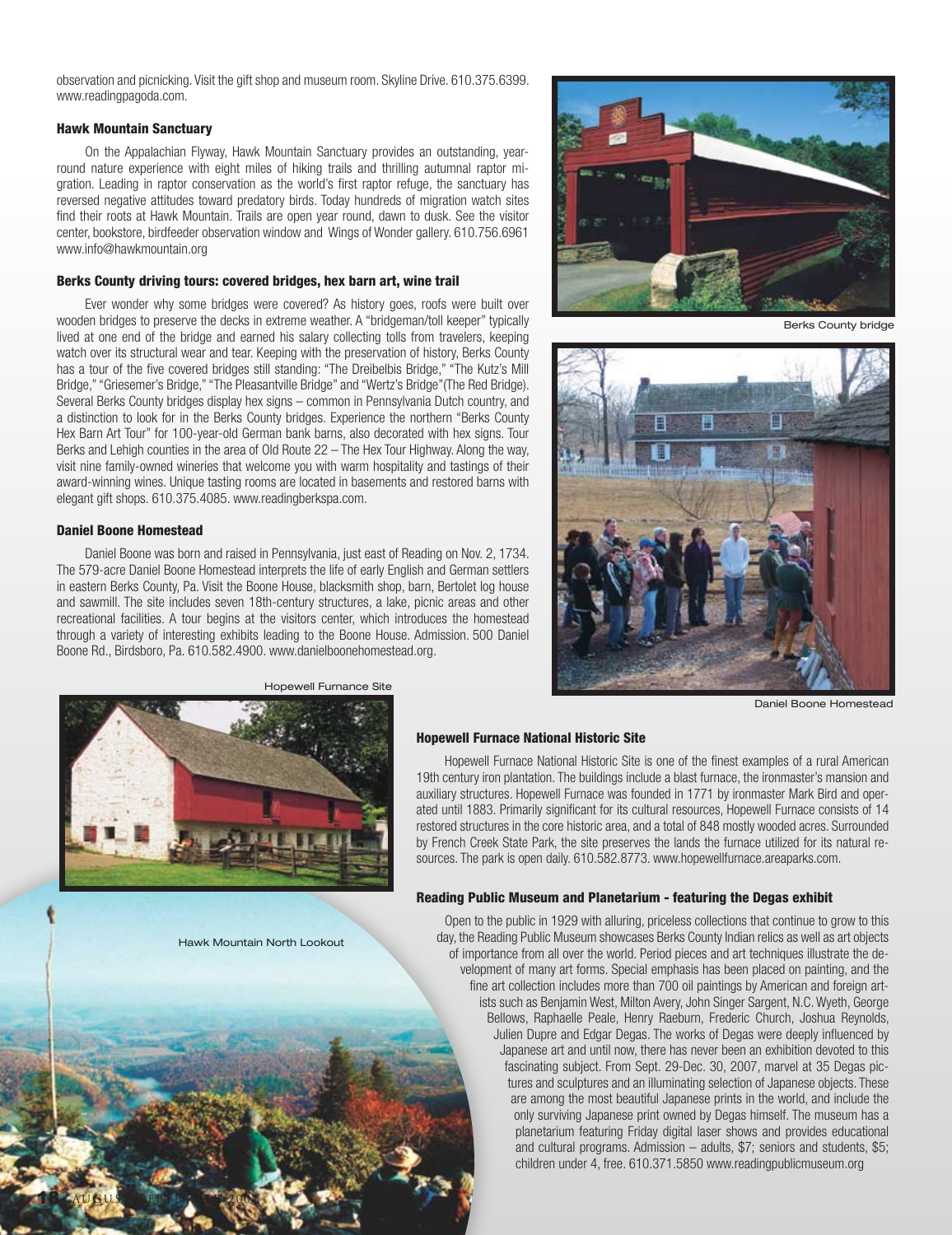observation and picnicking. Visit the gift shop and museum room. Skyline Drive. 610.375.6399. www.readingpagoda.com.

### Hawk Mountain Sanctuary

On the Appalachian Flyway, Hawk Mountain Sanctuary provides an outstanding, year-round nature experience with eight miles of hiking trails and thrilling autumnal raptor migration. Leading in raptor conservation as the world's first raptor refuge, the sanctuary has reversed negative attitudes toward predatory birds. Today hundreds of migration watch sites find their roots at Hawk Mountain. Trails are open year round, dawn to dusk. See the visitor center, bookstore, birdfeeder observation window and Wings of Wonder gallery. 610.756.6961 www.info@hawkmountain.org

### Berks County driving tours: covered bridges, hex barn art, wine trail

Ever wonder why some bridges were covered? As history goes, roofs were built over wooden bridges to preserve the decks in extreme weather. A "bridgeman/toll keeper" typically lived at one end of the bridge and earned his salary collecting tolls from travelers, keeping watch over its structural wear and tear. Keeping with the preservation of history, Berks County has a tour of the five covered bridges still standing: "The Dreibelbis Bridge," "The Kutz's Mill Bridge," "Griesemer's Bridge," "The Pleasantville Bridge" and "Wertz's Bridge"(The Red Bridge). Several Berks County bridges display hex signs – common in Pennsylvania Dutch country, and a distinction to look for in the Berks County bridges. Experience the northern "Berks County Hex Barn Art Tour" for 100-year-old German bank barns, also decorated with hex signs. Tour Berks and Lehigh counties in the area of Old Route 22 – The Hex Tour Highway. Along the way, visit nine family-owned wineries that welcome you with warm hospitality and tastings of their award-winning wines. Unique tasting rooms are located in basements and restored barns with elegant gift shops. 610.375.4085. www.readingberkspa.com.

### Daniel Boone Homestead

Daniel Boone was born and raised in Pennsylvania, just east of Reading on Nov. 2, 1734. The 579-acre Daniel Boone Homestead interprets the life of early English and German settlers in eastern Berks County, Pa. Visit the Boone House, blacksmith shop, barn, Bertolet log house and sawmill. The site includes seven 18th-century structures, a lake, picnic areas and other recreational facilities. A tour begins at the visitors center, which introduces the homestead through a variety of interesting exhibits leading to the Boone House. Admission. 500 Daniel Boone Rd., Birdsboro, Pa. 610.582.4900. www.danielboonehomestead.org.

Berks County bridge

Daniel Boone Homestead

Hopewell Furnance Site

Hawk Mountain North Lookout

### Hopewell Furnace National Historic Site

Hopewell Furnace National Historic Site is one of the finest examples of a rural American 19th century iron plantation. The buildings include a blast furnace, the ironmaster's mansion and auxiliary structures. Hopewell Furnace was founded in 1771 by ironmaster Mark Bird and operated until 1883. Primarily significant for its cultural resources, Hopewell Furnace consists of 14 restored structures in the core historic area, and a total of 848 mostly wooded acres. Surrounded by French Creek State Park, the site preserves the lands the furnace utilized for its natural resources. The park is open daily. 610.582.8773. www.hopewellfurnace.areaparks.com.

### Reading Public Museum and Planetarium - featuring the Degas exhibit

Open to the public in 1929 with alluring, priceless collections that continue to grow to this day, the Reading Public Museum showcases Berks County Indian relics as well as art objects of importance from all over the world. Period pieces and art techniques illustrate the development of many art forms. Special emphasis has been placed on painting, and the fine art collection includes more than 700 oil paintings by American and foreign artists such as Benjamin West, Milton Avery, John Singer Sargent, N.C. Wyeth, George Bellows, Raphaelle Peale, Henry Raeburn, Frederic Church, Joshua Reynolds, Julien Dupre and Edgar Degas. The works of Degas were deeply influenced by Japanese art and until now, there has never been an exhibition devoted to this fascinating subject. From Sept. 29-Dec. 30, 2007, marvel at 35 Degas pictures and sculptures and an illuminating selection of Japanese objects. These are among the most beautiful Japanese prints in the world, and include the only surviving Japanese print owned by Degas himself. The museum has a planetarium featuring Friday digital laser shows and provides educational and cultural programs. Admission – adults, $7; seniors and students, $5; children under 4, free. 610.371.5850 www.readingpublicmuseum.org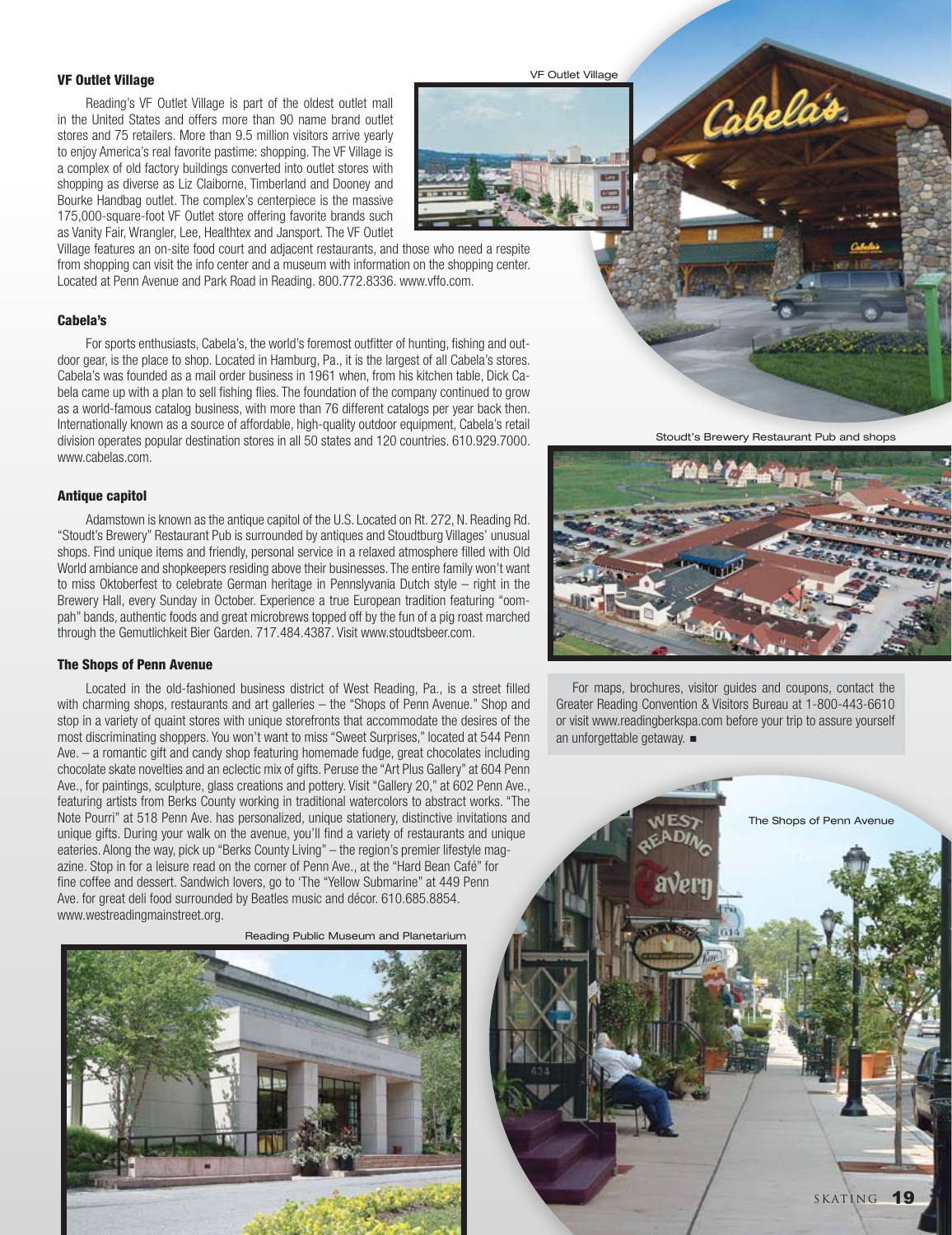### VF Outlet Village

Reading's VF Outlet Village is part of the oldest outlet mall in the United States and offers more than 90 name brand outlet stores and 75 retailers. More than 9.5 million visitors arrive yearly to enjoy America's real favorite pastime: shopping. The VF Village is a complex of old factory buildings converted into outlet stores with shopping as diverse as Liz Claiborne, Timberland and Dooney and Bourke Handbag outlet. The complex's centerpiece is the massive 175,000-square-foot VF Outlet store offering favorite brands such as Vanity Fair, Wrangler, Lee, Healthtex and Jansport. The VF Outlet Village features an on-site food court and adjacent restaurants, and those who need a respite from shopping can visit the info center and a museum with information on the shopping center. Located at Penn Avenue and Park Road in Reading. 800.772.8336. www.vffo.com.

VF Outlet Village

### Cabela's

For sports enthusiasts, Cabela's, the world's foremost outfitter of hunting, fishing and outdoor gear, is the place to shop. Located in Hamburg, Pa., it is the largest of all Cabela's stores. Cabela's was founded as a mail order business in 1961 when, from his kitchen table, Dick Cabela came up with a plan to sell fishing flies. The foundation of the company continued to grow as a world-famous catalog business, with more than 76 different catalogs per year back then. Internationally known as a source of affordable, high-quality outdoor equipment, Cabela's retail division operates popular destination stores in all 50 states and 120 countries. 610.929.7000. www.cabelas.com.

### Antique capitol

Adamstown is known as the antique capitol of the U.S. Located on Rt. 272, N. Reading Rd. "Stoudt's Brewery" Restaurant Pub is surrounded by antiques and Stoudtburg Villages' unusual shops. Find unique items and friendly, personal service in a relaxed atmosphere filled with Old World ambiance and shopkeepers residing above their businesses. The entire family won't want to miss Oktoberfest to celebrate German heritage in Pennsylvania Dutch style – right in the Brewery Hall, every Sunday in October. Experience a true European tradition featuring "oom-pah" bands, authentic foods and great microbrews topped off by the fun of a pig roast marched through the Gemutlichkeit Bier Garden. 717.484.4387. Visit www.stoudtsbeer.com.

Stoudt's Brewery Restaurant Pub and shops

### The Shops of Penn Avenue

Located in the old-fashioned business district of West Reading, Pa., is a street filled with charming shops, restaurants and art galleries – the "Shops of Penn Avenue." Shop and stop in a variety of quaint stores with unique storefronts that accommodate the desires of the most discriminating shoppers. You won't want to miss "Sweet Surprises," located at 544 Penn Ave. – a romantic gift and candy shop featuring homemade fudge, great chocolates including chocolate skate novelties and an eclectic mix of gifts. Peruse the "Art Plus Gallery" at 604 Penn Ave., for paintings, sculpture, glass creations and pottery. Visit "Gallery 20," at 602 Penn Ave., featuring artists from Berks County working in traditional watercolors to abstract works. "The Note Pourri" at 518 Penn Ave. has personalized, unique stationery, distinctive invitations and unique gifts. During your walk on the avenue, you'll find a variety of restaurants and unique eateries. Along the way, pick up "Berks County Living" – the region's premier lifestyle magazine. Stop in for a leisure read on the corner of Penn Ave., at the "Hard Bean Café" for fine coffee and dessert. Sandwich lovers, go to 'The "Yellow Submarine" at 449 Penn Ave. for great deli food surrounded by Beatles music and décor. 610.685.8854. www.westreadingmainstreet.org.

For maps, brochures, visitor guides and coupons, contact the Greater Reading Convention & Visitors Bureau at 1-800-443-6610 or visit www.readingberkspa.com before your trip to assure yourself an unforgettable getaway. ■

Reading Public Museum and Planetarium

The Shops of Penn Avenue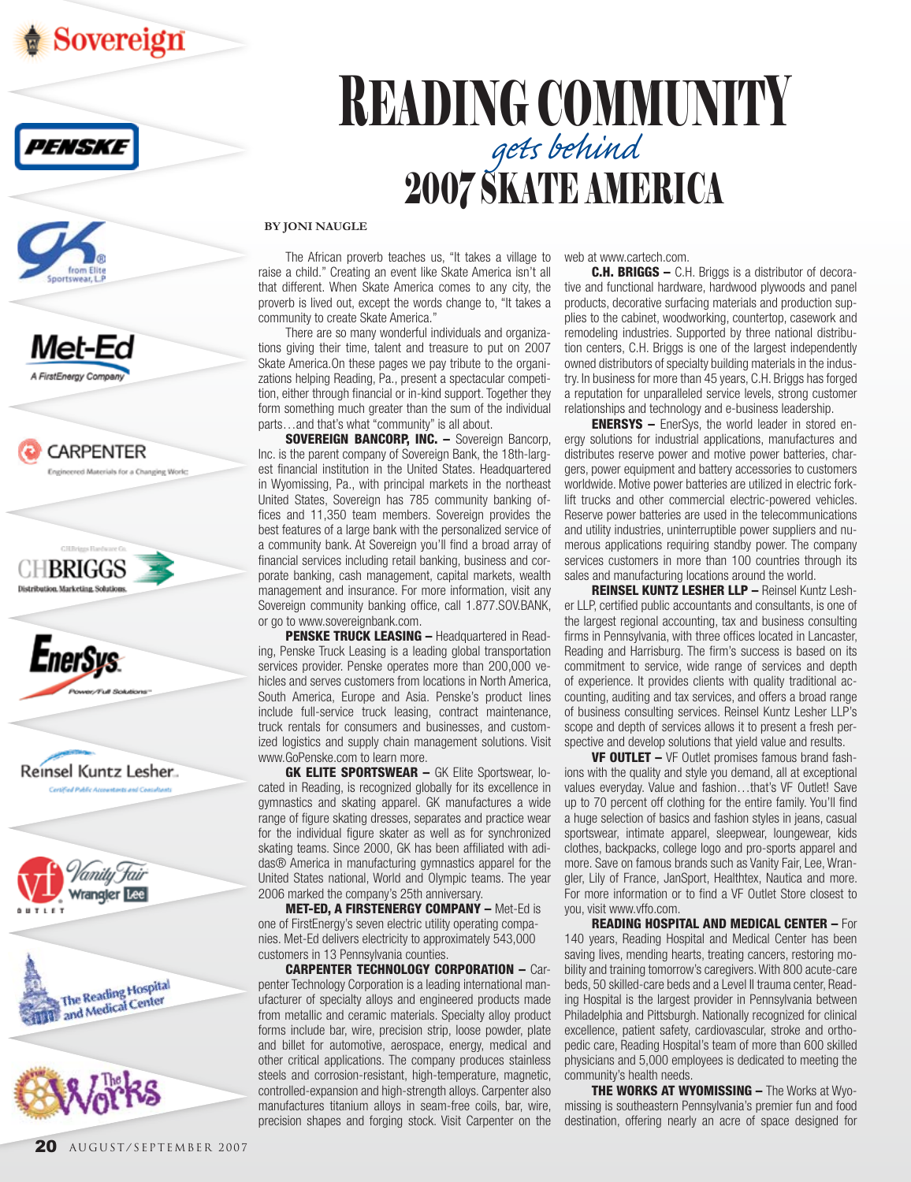# READING COMMUNITY *gets behind* 2007 SKATE AMERICA

BY JONI NAUGLE

The African proverb teaches us, "It takes a village to raise a child." Creating an event like Skate America isn't all that different. When Skate America comes to any city, the proverb is lived out, except the words change to, "It takes a community to create Skate America."

There are so many wonderful individuals and organizations giving their time, talent and treasure to put on 2007 Skate America.On these pages we pay tribute to the organizations helping Reading, Pa., present a spectacular competition, either through financial or in-kind support. Together they form something much greater than the sum of the individual parts…and that's what "community" is all about.

**SOVEREIGN BANCORP, INC. –** Sovereign Bancorp, Inc. is the parent company of Sovereign Bank, the 18th-largest financial institution in the United States. Headquartered in Wyomissing, Pa., with principal markets in the northeast United States, Sovereign has 785 community banking offices and 11,350 team members. Sovereign provides the best features of a large bank with the personalized service of a community bank. At Sovereign you'll find a broad array of financial services including retail banking, business and corporate banking, cash management, capital markets, wealth management and insurance. For more information, visit any Sovereign community banking office, call 1.877.SOV.BANK, or go to www.sovereignbank.com.

**PENSKE TRUCK LEASING –** Headquartered in Reading, Penske Truck Leasing is a leading global transportation services provider. Penske operates more than 200,000 vehicles and serves customers from locations in North America, South America, Europe and Asia. Penske's product lines include full-service truck leasing, contract maintenance, truck rentals for consumers and businesses, and customized logistics and supply chain management solutions. Visit www.GoPenske.com to learn more.

**GK ELITE SPORTSWEAR –** GK Elite Sportswear, located in Reading, is recognized globally for its excellence in gymnastics and skating apparel. GK manufactures a wide range of figure skating dresses, separates and practice wear for the individual figure skater as well as for synchronized skating teams. Since 2000, GK has been affiliated with adidas® America in manufacturing gymnastics apparel for the United States national, World and Olympic teams. The year 2006 marked the company's 25th anniversary.

**MET-ED, A FIRSTENERGY COMPANY –** Met-Ed is one of FirstEnergy's seven electric utility operating companies. Met-Ed delivers electricity to approximately 543,000 customers in 13 Pennsylvania counties.

**CARPENTER TECHNOLOGY CORPORATION –** Carpenter Technology Corporation is a leading international manufacturer of specialty alloys and engineered products made from metallic and ceramic materials. Specialty alloy product forms include bar, wire, precision strip, loose powder, plate and billet for automotive, aerospace, energy, medical and other critical applications. The company produces stainless steels and corrosion-resistant, high-temperature, magnetic, controlled-expansion and high-strength alloys. Carpenter also manufactures titanium alloys in seam-free coils, bar, wire, precision shapes and forging stock. Visit Carpenter on the web at www.cartech.com.

**C.H. BRIGGS –** C.H. Briggs is a distributor of decorative and functional hardware, hardwood plywoods and panel products, decorative surfacing materials and production supplies to the cabinet, woodworking, countertop, casework and remodeling industries. Supported by three national distribution centers, C.H. Briggs is one of the largest independently owned distributors of specialty building materials in the industry. In business for more than 45 years, C.H. Briggs has forged a reputation for unparalleled service levels, strong customer relationships and technology and e-business leadership.

**ENERSYS –** EnerSys, the world leader in stored energy solutions for industrial applications, manufactures and distributes reserve power and motive power batteries, chargers, power equipment and battery accessories to customers worldwide. Motive power batteries are utilized in electric forklift trucks and other commercial electric-powered vehicles. Reserve power batteries are used in the telecommunications and utility industries, uninterruptible power suppliers and numerous applications requiring standby power. The company services customers in more than 100 countries through its sales and manufacturing locations around the world.

**REINSEL KUNTZ LESHER LLP –** Reinsel Kuntz Lesher LLP, certified public accountants and consultants, is one of the largest regional accounting, tax and business consulting firms in Pennsylvania, with three offices located in Lancaster, Reading and Harrisburg. The firm's success is based on its commitment to service, wide range of services and depth of experience. It provides clients with quality traditional accounting, auditing and tax services, and offers a broad range of business consulting services. Reinsel Kuntz Lesher LLP's scope and depth of services allows it to present a fresh perspective and develop solutions that yield value and results.

**VF OUTLET –** VF Outlet promises famous brand fashions with the quality and style you demand, all at exceptional values everyday. Value and fashion…that's VF Outlet! Save up to 70 percent off clothing for the entire family. You'll find a huge selection of basics and fashion styles in jeans, casual sportswear, intimate apparel, sleepwear, loungewear, kids clothes, backpacks, college logo and pro-sports apparel and more. Save on famous brands such as Vanity Fair, Lee, Wrangler, Lily of France, JanSport, Healthtex, Nautica and more. For more information or to find a VF Outlet Store closest to you, visit www.vffo.com.

**READING HOSPITAL AND MEDICAL CENTER –** For 140 years, Reading Hospital and Medical Center has been saving lives, mending hearts, treating cancers, restoring mobility and training tomorrow's caregivers. With 800 acute-care beds, 50 skilled-care beds and a Level II trauma center, Reading Hospital is the largest provider in Pennsylvania between Philadelphia and Pittsburgh. Nationally recognized for clinical excellence, patient safety, cardiovascular, stroke and orthopedic care, Reading Hospital's team of more than 600 skilled physicians and 5,000 employees is dedicated to meeting the community's health needs.

**THE WORKS AT WYOMISSING –** The Works at Wyomissing is southeastern Pennsylvania's premier fun and food destination, offering nearly an acre of space designed for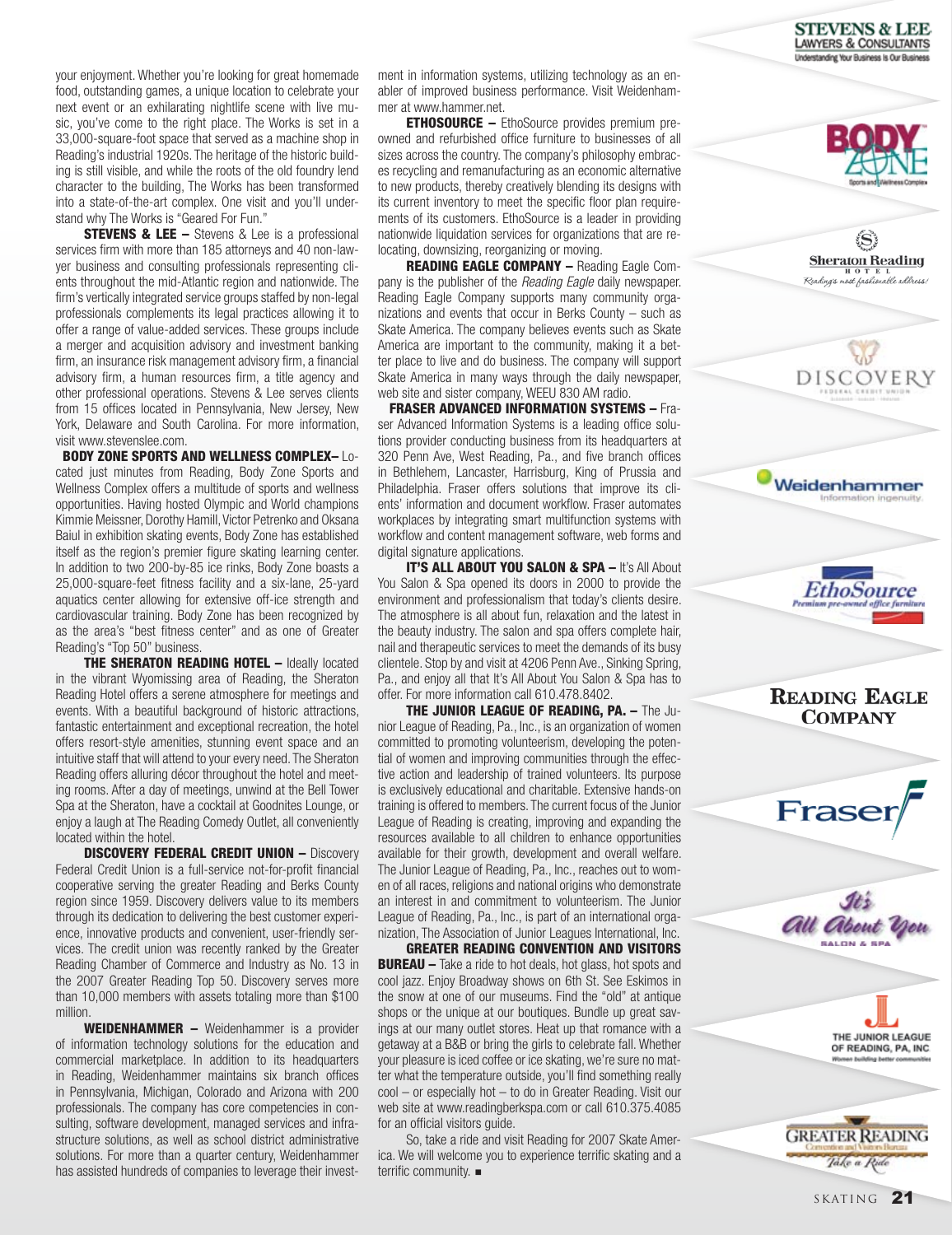your enjoyment. Whether you're looking for great homemade food, outstanding games, a unique location to celebrate your next event or an exhilarating nightlife scene with live music, you've come to the right place. The Works is set in a 33,000-square-foot space that served as a machine shop in Reading's industrial 1920s. The heritage of the historic building is still visible, and while the roots of the old foundry lend character to the building, The Works has been transformed into a state-of-the-art complex. One visit and you'll understand why The Works is "Geared For Fun."

**STEVENS & LEE –** Stevens & Lee is a professional services firm with more than 185 attorneys and 40 non-lawyer business and consulting professionals representing clients throughout the mid-Atlantic region and nationwide. The firm's vertically integrated service groups staffed by non-legal professionals complements its legal practices allowing it to offer a range of value-added services. These groups include a merger and acquisition advisory and investment banking firm, an insurance risk management advisory firm, a financial advisory firm, a human resources firm, a title agency and other professional operations. Stevens & Lee serves clients from 15 offices located in Pennsylvania, New Jersey, New York, Delaware and South Carolina. For more information, visit www.stevenslee.com.

**BODY ZONE SPORTS AND WELLNESS COMPLEX–** Located just minutes from Reading, Body Zone Sports and Wellness Complex offers a multitude of sports and wellness opportunities. Having hosted Olympic and World champions Kimmie Meissner, Dorothy Hamill, Victor Petrenko and Oksana Baiul in exhibition skating events, Body Zone has established itself as the region's premier figure skating learning center. In addition to two 200-by-85 ice rinks, Body Zone boasts a 25,000-square-feet fitness facility and a six-lane, 25-yard aquatics center allowing for extensive off-ice strength and cardiovascular training. Body Zone has been recognized by as the area's "best fitness center" and as one of Greater Reading's "Top 50" business.

**THE SHERATON READING HOTEL –** Ideally located in the vibrant Wyomissing area of Reading, the Sheraton Reading Hotel offers a serene atmosphere for meetings and events. With a beautiful background of historic attractions, fantastic entertainment and exceptional recreation, the hotel offers resort-style amenities, stunning event space and an intuitive staff that will attend to your every need. The Sheraton Reading offers alluring décor throughout the hotel and meeting rooms. After a day of meetings, unwind at the Bell Tower Spa at the Sheraton, have a cocktail at Goodnites Lounge, or enjoy a laugh at The Reading Comedy Outlet, all conveniently located within the hotel.

**DISCOVERY FEDERAL CREDIT UNION –** Discovery Federal Credit Union is a full-service not-for-profit financial cooperative serving the greater Reading and Berks County region since 1959. Discovery delivers value to its members through its dedication to delivering the best customer experience, innovative products and convenient, user-friendly services. The credit union was recently ranked by the Greater Reading Chamber of Commerce and Industry as No. 13 in the 2007 Greater Reading Top 50. Discovery serves more than 10,000 members with assets totaling more than $100 million.

**WEIDENHAMMER –** Weidenhammer is a provider of information technology solutions for the education and commercial marketplace. In addition to its headquarters in Reading, Weidenhammer maintains six branch offices in Pennsylvania, Michigan, Colorado and Arizona with 200 professionals. The company has core competencies in consulting, software development, managed services and infrastructure solutions, as well as school district administrative solutions. For more than a quarter century, Weidenhammer has assisted hundreds of companies to leverage their investment in information systems, utilizing technology as an enabler of improved business performance. Visit Weidenhammer at www.hammer.net.

**ETHOSOURCE –** EthoSource provides premium pre-owned and refurbished office furniture to businesses of all sizes across the country. The company's philosophy embraces recycling and remanufacturing as an economic alternative to new products, thereby creatively blending its designs with its current inventory to meet the specific floor plan requirements of its customers. EthoSource is a leader in providing nationwide liquidation services for organizations that are relocating, downsizing, reorganizing or moving.

**READING EAGLE COMPANY –** Reading Eagle Company is the publisher of the *Reading Eagle* daily newspaper. Reading Eagle Company supports many community organizations and events that occur in Berks County – such as Skate America. The company believes events such as Skate America are important to the community, making it a better place to live and do business. The company will support Skate America in many ways through the daily newspaper, web site and sister company, WEEU 830 AM radio.

**FRASER ADVANCED INFORMATION SYSTEMS –** Fraser Advanced Information Systems is a leading office solutions provider conducting business from its headquarters at 320 Penn Ave, West Reading, Pa., and five branch offices in Bethlehem, Lancaster, Harrisburg, King of Prussia and Philadelphia. Fraser offers solutions that improve its clients' information and document workflow. Fraser automates workplaces by integrating smart multifunction systems with workflow and content management software, web forms and digital signature applications.

**IT'S ALL ABOUT YOU SALON & SPA –** It's All About You Salon & Spa opened its doors in 2000 to provide the environment and professionalism that today's clients desire. The atmosphere is all about fun, relaxation and the latest in the beauty industry. The salon and spa offers complete hair, nail and therapeutic services to meet the demands of its busy clientele. Stop by and visit at 4206 Penn Ave., Sinking Spring, Pa., and enjoy all that It's All About You Salon & Spa has to offer. For more information call 610.478.8402.

**THE JUNIOR LEAGUE OF READING, PA. –** The Junior League of Reading, Pa., Inc., is an organization of women committed to promoting volunteerism, developing the potential of women and improving communities through the effective action and leadership of trained volunteers. Its purpose is exclusively educational and charitable. Extensive hands-on training is offered to members. The current focus of the Junior League of Reading is creating, improving and expanding the resources available to all children to enhance opportunities available for their growth, development and overall welfare. The Junior League of Reading, Pa., Inc., reaches out to women of all races, religions and national origins who demonstrate an interest in and commitment to volunteerism. The Junior League of Reading, Pa., Inc., is part of an international organization, The Association of Junior Leagues International, Inc.

**GREATER READING CONVENTION AND VISITORS BUREAU –** Take a ride to hot deals, hot glass, hot spots and cool jazz. Enjoy Broadway shows on 6th St. See Eskimos in the snow at one of our museums. Find the "old" at antique shops or the unique at our boutiques. Bundle up great savings at our many outlet stores. Heat up that romance with a getaway at a B&B or bring the girls to celebrate fall. Whether your pleasure is iced coffee or ice skating, we're sure no matter what the temperature outside, you'll find something really cool – or especially hot – to do in Greater Reading. Visit our web site at www.readingberkspa.com or call 610.375.4085 for an official visitors guide.

So, take a ride and visit Reading for 2007 Skate America. We will welcome you to experience terrific skating and a terrific community. ■

STEVENS & LEE
LAWYERS & CONSULTANTS
Understanding Your Business Is Our Business

BODY ZONE
Sports and Wellness Complex

Sheraton Reading HOTEL
Reading's most fashionable address!

DISCOVERY
FEDERAL CREDIT UNION

Weidenhammer
Information ingenuity.

EthoSource
Premium pre-owned office furniture

READING EAGLE COMPANY

Fraser

It's All About You
SALON & SPA

THE JUNIOR LEAGUE OF READING, PA, INC
Women building better communities

GREATER READING
Convention and Visitors Bureau
Take a Ride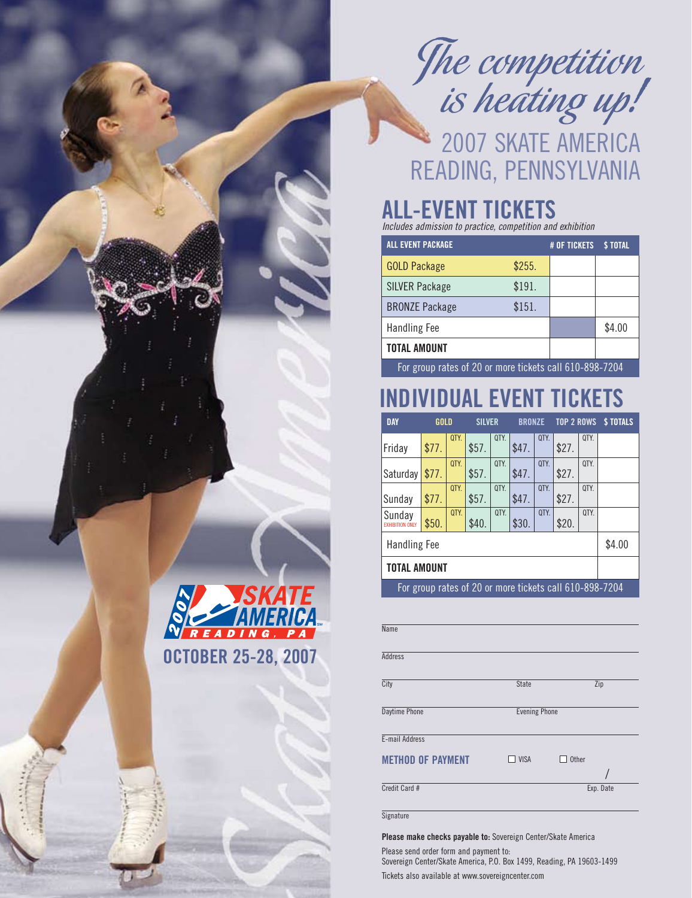*The competition is heating up!*

# 2007 SKATE AMERICA READING, PENNSYLVANIA

## ALL-EVENT TICKETS

*Includes admission to practice, competition and exhibition*

| ALL EVENT PACKAGE | | # OF TICKETS | $ TOTAL |
|---|---|---|---|
| GOLD Package | $255. | | |
| SILVER Package | $191. | | |
| BRONZE Package | $151. | | |
| Handling Fee | | | $4.00 |
| **TOTAL AMOUNT** | | | |

For group rates of 20 or more tickets call 610-898-7204

## INDIVIDUAL EVENT TICKETS

| DAY | GOLD | | SILVER | | BRONZE | | TOP 2 ROWS | | $ TOTALS |
|---|---|---|---|---|---|---|---|---|---|
| Friday | $77. | QTY. | $57. | QTY. | $47. | QTY. | $27. | QTY. | |
| Saturday | $77. | QTY. | $57. | QTY. | $47. | QTY. | $27. | QTY. | |
| Sunday | $77. | QTY. | $57. | QTY. | $47. | QTY. | $27. | QTY. | |
| Sunday EXHIBITION ONLY | $50. | QTY. | $40. | QTY. | $30. | QTY. | $20. | QTY. | |
| Handling Fee | | | | | | | | | $4.00 |
| **TOTAL AMOUNT** | | | | | | | | | |

For group rates of 20 or more tickets call 610-898-7204

2007 SKATE AMERICA READING, PA

**OCTOBER 25-28, 2007**

Name

Address

City State Zip

Daytime Phone Evening Phone

E-mail Address

**METHOD OF PAYMENT** ☐ VISA ☐ Other

Credit Card # Exp. Date /

Signature

**Please make checks payable to:** Sovereign Center/Skate America

Please send order form and payment to:
Sovereign Center/Skate America, P.O. Box 1499, Reading, PA 19603-1499

Tickets also available at www.sovereigncenter.com